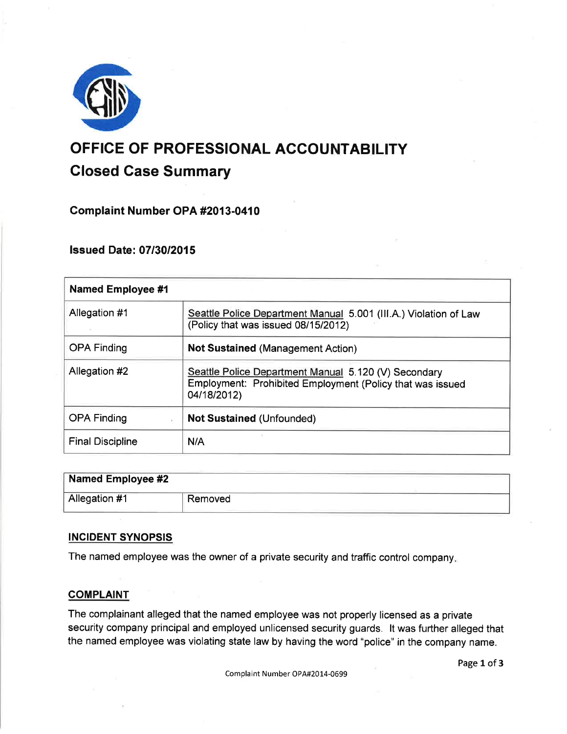# OFFICE OF PROFESSIONAL ACCOUNTABILITY

## Closed Case Summary

### Complaint Number OPA #2013-0410

### Issued Date: 07/30/2015

| Named Employee #1 | |
|---|---|
| Allegation #1 | Seattle Police Department Manual 5.001 (III.A.) Violation of Law (Policy that was issued 08/15/2012) |
| OPA Finding | **Not Sustained** (Management Action) |
| Allegation #2 | Seattle Police Department Manual 5.120 (V) Secondary Employment: Prohibited Employment (Policy that was issued 04/18/2012) |
| OPA Finding | **Not Sustained** (Unfounded) |
| Final Discipline | N/A |

| Named Employee #2 | |
|---|---|
| Allegation #1 | Removed |

## INCIDENT SYNOPSIS

The named employee was the owner of a private security and traffic control company.

## COMPLAINT

The complainant alleged that the named employee was not properly licensed as a private security company principal and employed unlicensed security guards. It was further alleged that the named employee was violating state law by having the word "police" in the company name.

Complaint Number OPA#2014-0699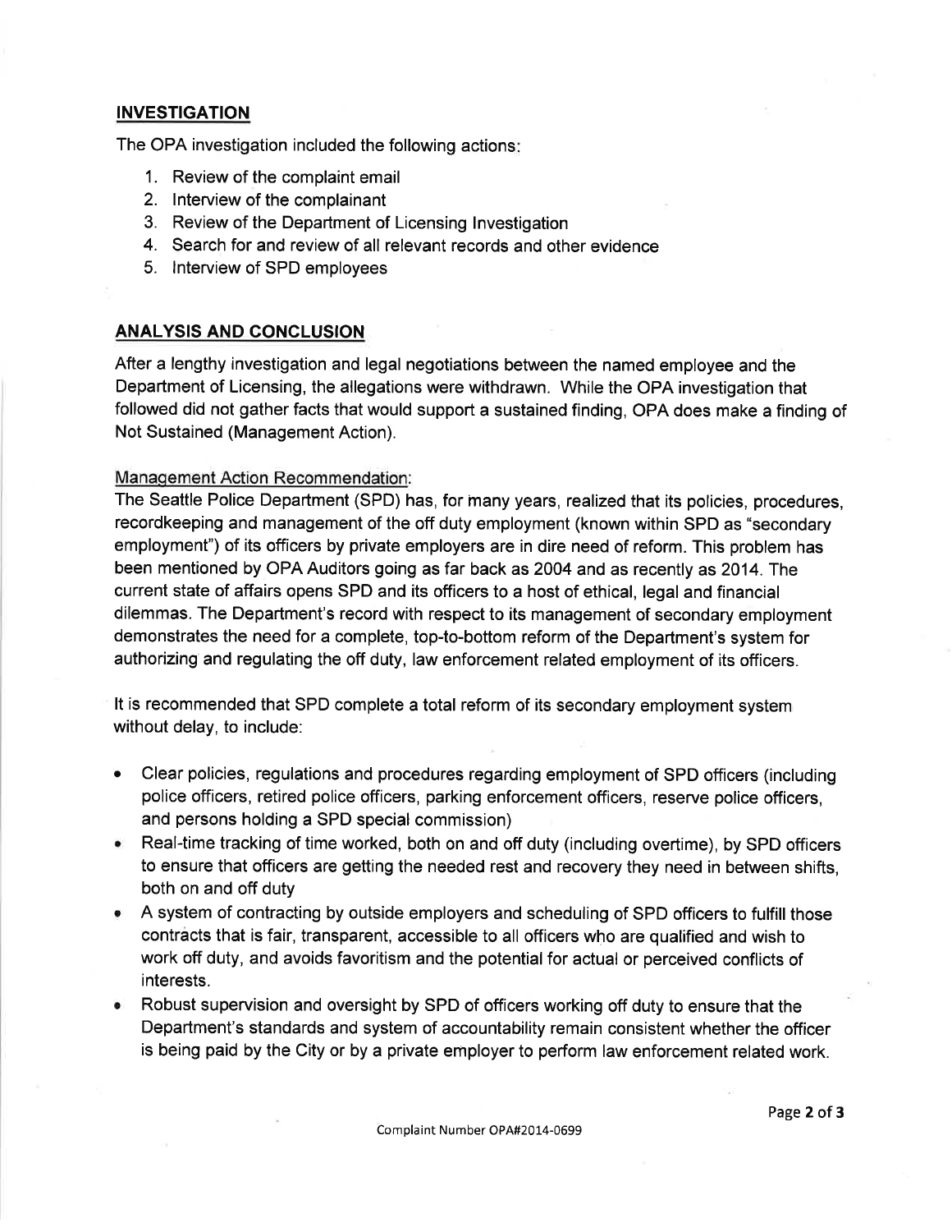## INVESTIGATION

The OPA investigation included the following actions:

1. Review of the complaint email
2. Interview of the complainant
3. Review of the Department of Licensing Investigation
4. Search for and review of all relevant records and other evidence
5. Interview of SPD employees

## ANALYSIS AND CONCLUSION

After a lengthy investigation and legal negotiations between the named employee and the Department of Licensing, the allegations were withdrawn. While the OPA investigation that followed did not gather facts that would support a sustained finding, OPA does make a finding of Not Sustained (Management Action).

Management Action Recommendation:

The Seattle Police Department (SPD) has, for many years, realized that its policies, procedures, recordkeeping and management of the off duty employment (known within SPD as "secondary employment") of its officers by private employers are in dire need of reform. This problem has been mentioned by OPA Auditors going as far back as 2004 and as recently as 2014. The current state of affairs opens SPD and its officers to a host of ethical, legal and financial dilemmas. The Department's record with respect to its management of secondary employment demonstrates the need for a complete, top-to-bottom reform of the Department's system for authorizing and regulating the off duty, law enforcement related employment of its officers.

It is recommended that SPD complete a total reform of its secondary employment system without delay, to include:

- Clear policies, regulations and procedures regarding employment of SPD officers (including police officers, retired police officers, parking enforcement officers, reserve police officers, and persons holding a SPD special commission)
- Real-time tracking of time worked, both on and off duty (including overtime), by SPD officers to ensure that officers are getting the needed rest and recovery they need in between shifts, both on and off duty
- A system of contracting by outside employers and scheduling of SPD officers to fulfill those contracts that is fair, transparent, accessible to all officers who are qualified and wish to work off duty, and avoids favoritism and the potential for actual or perceived conflicts of interests.
- Robust supervision and oversight by SPD of officers working off duty to ensure that the Department's standards and system of accountability remain consistent whether the officer is being paid by the City or by a private employer to perform law enforcement related work.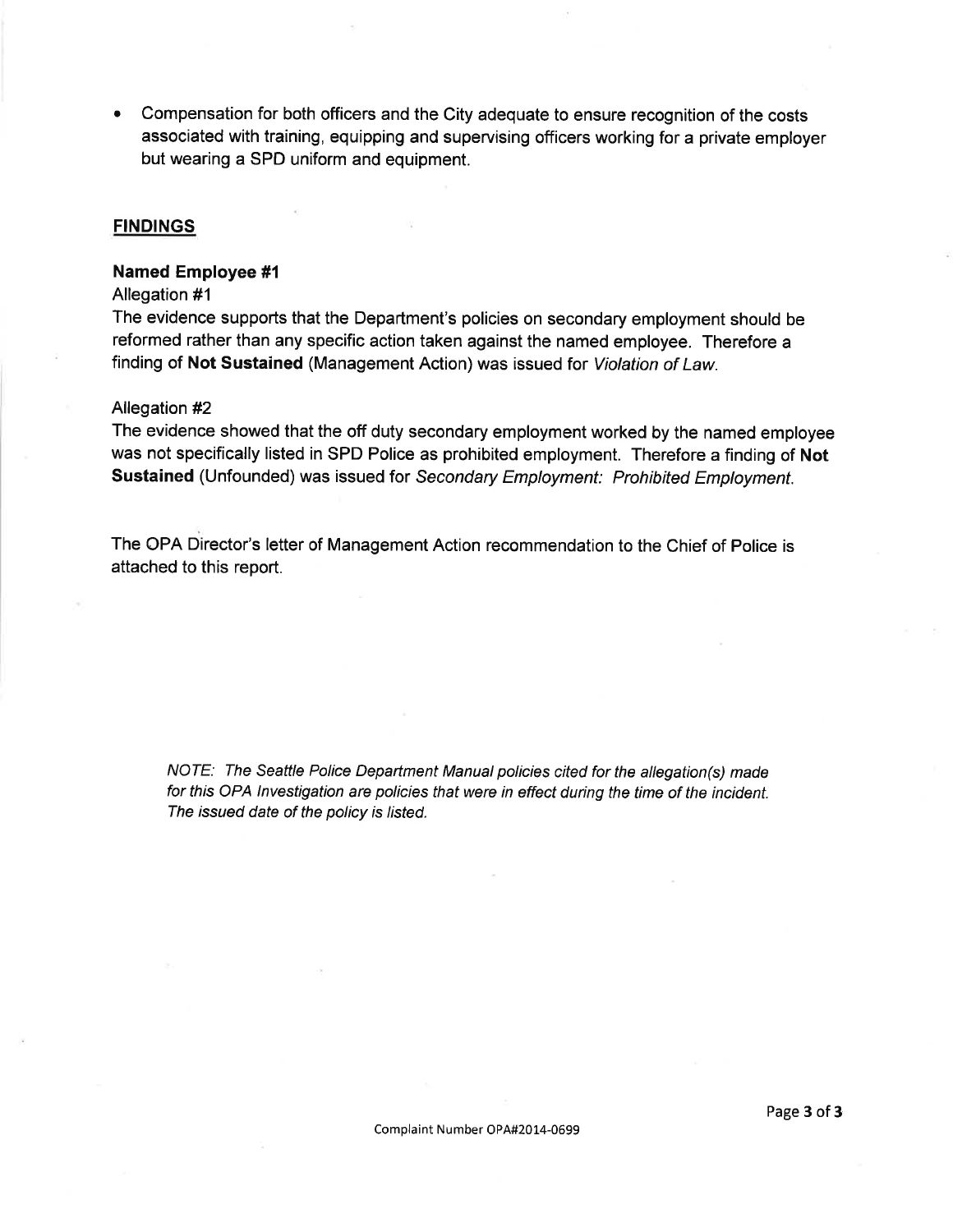- Compensation for both officers and the City adequate to ensure recognition of the costs associated with training, equipping and supervising officers working for a private employer but wearing a SPD uniform and equipment.

## FINDINGS

### Named Employee #1

Allegation #1

The evidence supports that the Department's policies on secondary employment should be reformed rather than any specific action taken against the named employee. Therefore a finding of **Not Sustained** (Management Action) was issued for *Violation of Law.*

Allegation #2

The evidence showed that the off duty secondary employment worked by the named employee was not specifically listed in SPD Police as prohibited employment. Therefore a finding of **Not Sustained** (Unfounded) was issued for *Secondary Employment: Prohibited Employment.*

The OPA Director's letter of Management Action recommendation to the Chief of Police is attached to this report.

*NOTE: The Seattle Police Department Manual policies cited for the allegation(s) made for this OPA Investigation are policies that were in effect during the time of the incident. The issued date of the policy is listed.*

Complaint Number OPA#2014-0699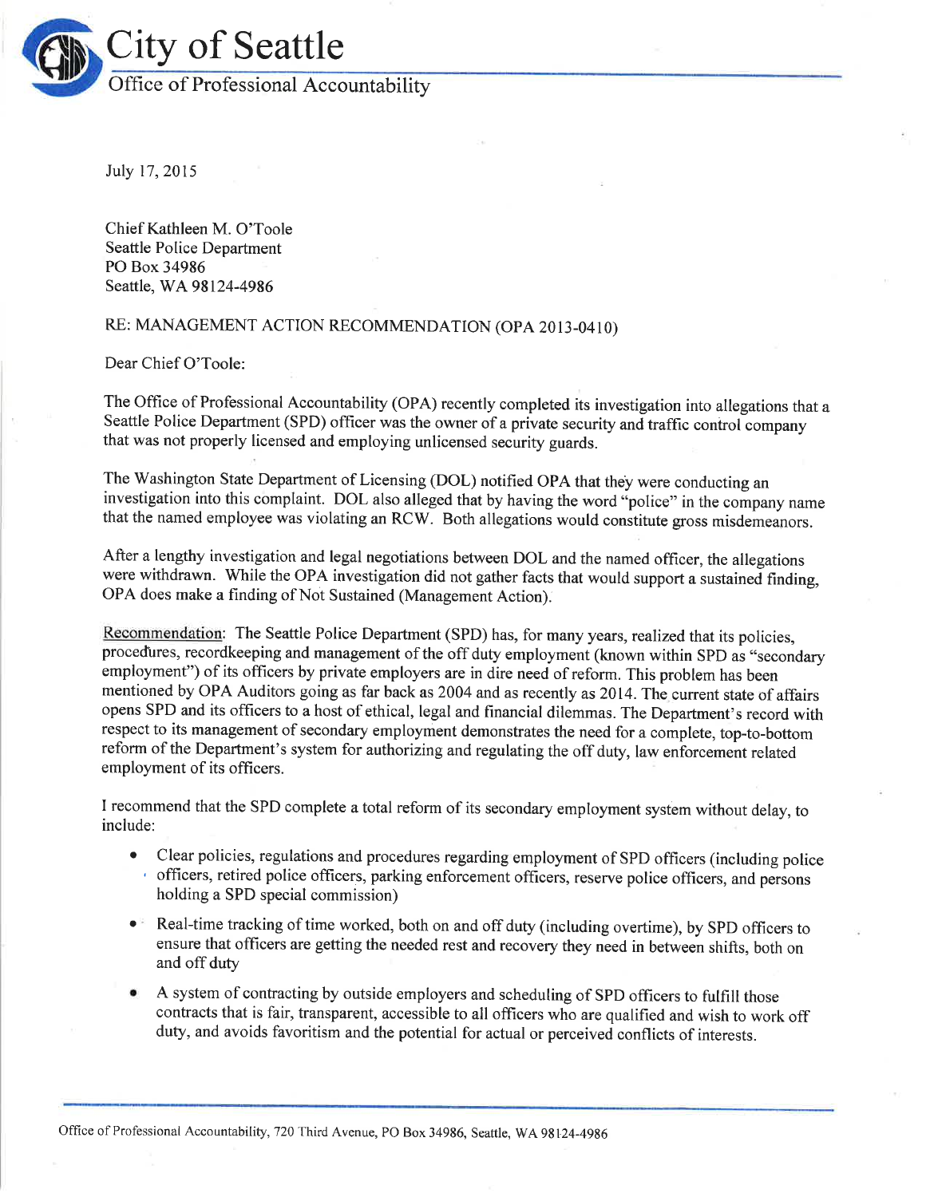# City of Seattle

## Office of Professional Accountability

July 17, 2015

Chief Kathleen M. O'Toole
Seattle Police Department
PO Box 34986
Seattle, WA 98124-4986

RE: MANAGEMENT ACTION RECOMMENDATION (OPA 2013-0410)

Dear Chief O'Toole:

The Office of Professional Accountability (OPA) recently completed its investigation into allegations that a Seattle Police Department (SPD) officer was the owner of a private security and traffic control company that was not properly licensed and employing unlicensed security guards.

The Washington State Department of Licensing (DOL) notified OPA that they were conducting an investigation into this complaint. DOL also alleged that by having the word "police" in the company name that the named employee was violating an RCW. Both allegations would constitute gross misdemeanors.

After a lengthy investigation and legal negotiations between DOL and the named officer, the allegations were withdrawn. While the OPA investigation did not gather facts that would support a sustained finding, OPA does make a finding of Not Sustained (Management Action).

Recommendation: The Seattle Police Department (SPD) has, for many years, realized that its policies, procedures, recordkeeping and management of the off duty employment (known within SPD as "secondary employment") of its officers by private employers are in dire need of reform. This problem has been mentioned by OPA Auditors going as far back as 2004 and as recently as 2014. The current state of affairs opens SPD and its officers to a host of ethical, legal and financial dilemmas. The Department's record with respect to its management of secondary employment demonstrates the need for a complete, top-to-bottom reform of the Department's system for authorizing and regulating the off duty, law enforcement related employment of its officers.

I recommend that the SPD complete a total reform of its secondary employment system without delay, to include:

- Clear policies, regulations and procedures regarding employment of SPD officers (including police officers, retired police officers, parking enforcement officers, reserve police officers, and persons holding a SPD special commission)
- Real-time tracking of time worked, both on and off duty (including overtime), by SPD officers to ensure that officers are getting the needed rest and recovery they need in between shifts, both on and off duty
- A system of contracting by outside employers and scheduling of SPD officers to fulfill those contracts that is fair, transparent, accessible to all officers who are qualified and wish to work off duty, and avoids favoritism and the potential for actual or perceived conflicts of interests.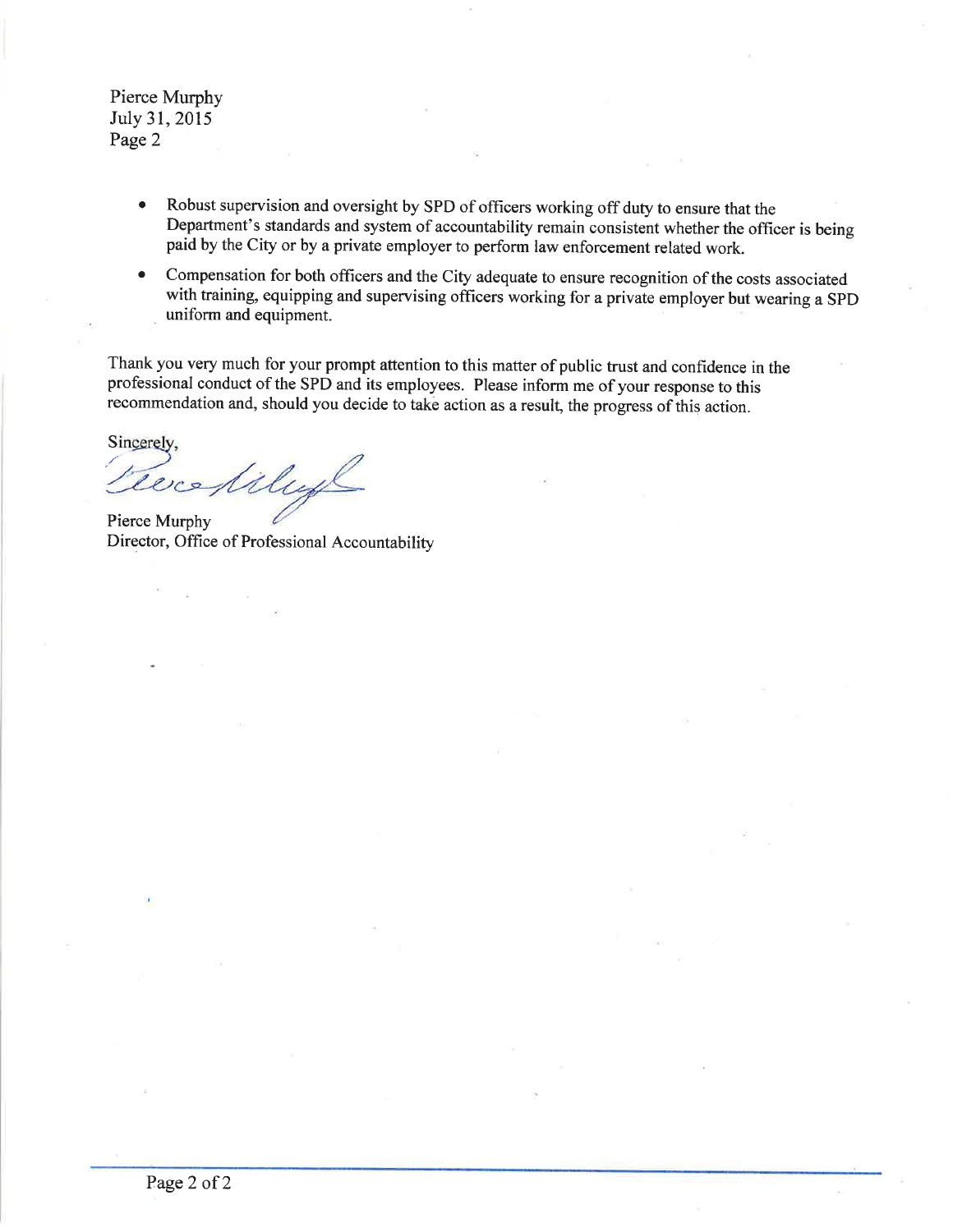- Robust supervision and oversight by SPD of officers working off duty to ensure that the Department's standards and system of accountability remain consistent whether the officer is being paid by the City or by a private employer to perform law enforcement related work.
- Compensation for both officers and the City adequate to ensure recognition of the costs associated with training, equipping and supervising officers working for a private employer but wearing a SPD uniform and equipment.

Thank you very much for your prompt attention to this matter of public trust and confidence in the professional conduct of the SPD and its employees. Please inform me of your response to this recommendation and, should you decide to take action as a result, the progress of this action.

Sincerely,

Pierce Murphy
Director, Office of Professional Accountability